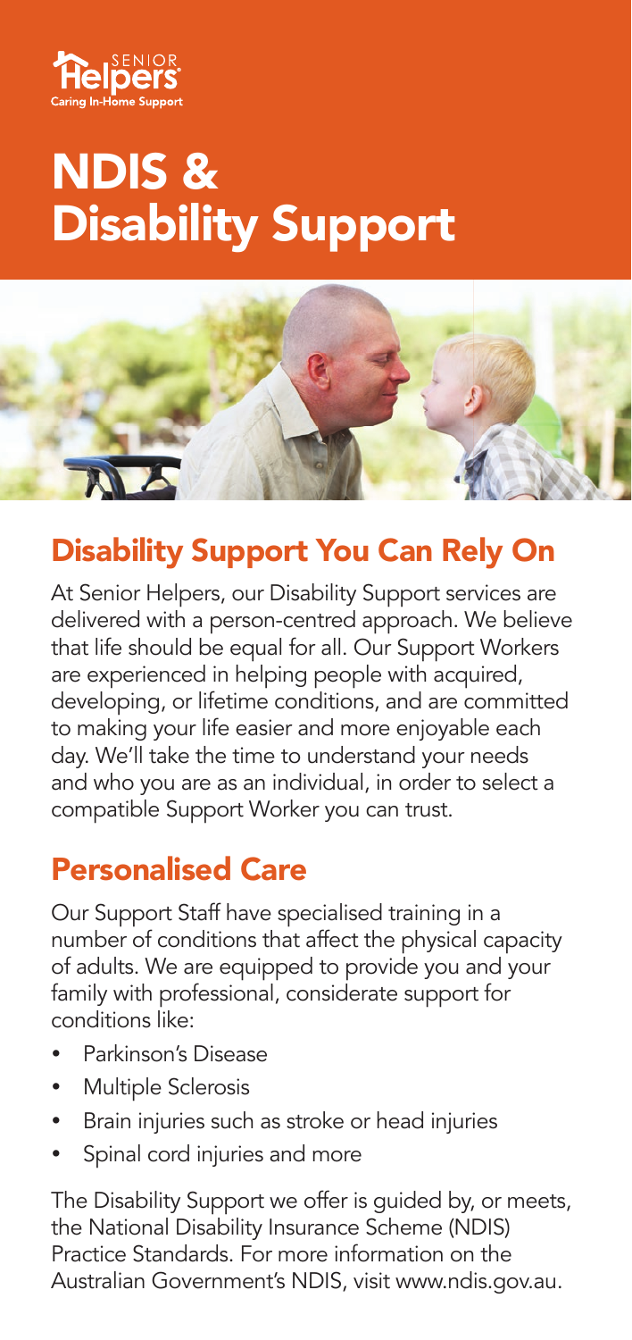Senior Helpers
Caring In-Home Support

# NDIS & Disability Support

## Disability Support You Can Rely On

At Senior Helpers, our Disability Support services are delivered with a person-centred approach. We believe that life should be equal for all. Our Support Workers are experienced in helping people with acquired, developing, or lifetime conditions, and are committed to making your life easier and more enjoyable each day. We'll take the time to understand your needs and who you are as an individual, in order to select a compatible Support Worker you can trust.

## Personalised Care

Our Support Staff have specialised training in a number of conditions that affect the physical capacity of adults. We are equipped to provide you and your family with professional, considerate support for conditions like:

- Parkinson's Disease
- Multiple Sclerosis
- Brain injuries such as stroke or head injuries
- Spinal cord injuries and more

The Disability Support we offer is guided by, or meets, the National Disability Insurance Scheme (NDIS) Practice Standards. For more information on the Australian Government's NDIS, visit www.ndis.gov.au.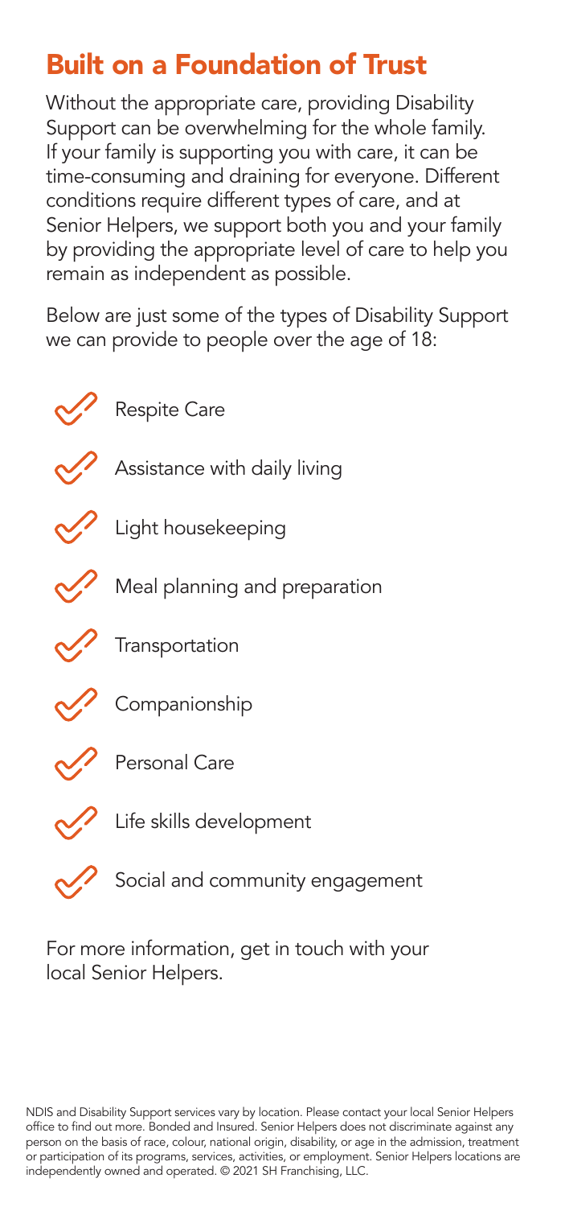## Built on a Foundation of Trust

Without the appropriate care, providing Disability Support can be overwhelming for the whole family. If your family is supporting you with care, it can be time-consuming and draining for everyone. Different conditions require different types of care, and at Senior Helpers, we support both you and your family by providing the appropriate level of care to help you remain as independent as possible.

Below are just some of the types of Disability Support we can provide to people over the age of 18:

- Respite Care
- Assistance with daily living
- Light housekeeping
- Meal planning and preparation
- Transportation
- Companionship
- Personal Care
- Life skills development
- Social and community engagement

For more information, get in touch with your local Senior Helpers.

NDIS and Disability Support services vary by location. Please contact your local Senior Helpers office to find out more. Bonded and Insured. Senior Helpers does not discriminate against any person on the basis of race, colour, national origin, disability, or age in the admission, treatment or participation of its programs, services, activities, or employment. Senior Helpers locations are independently owned and operated. © 2021 SH Franchising, LLC.